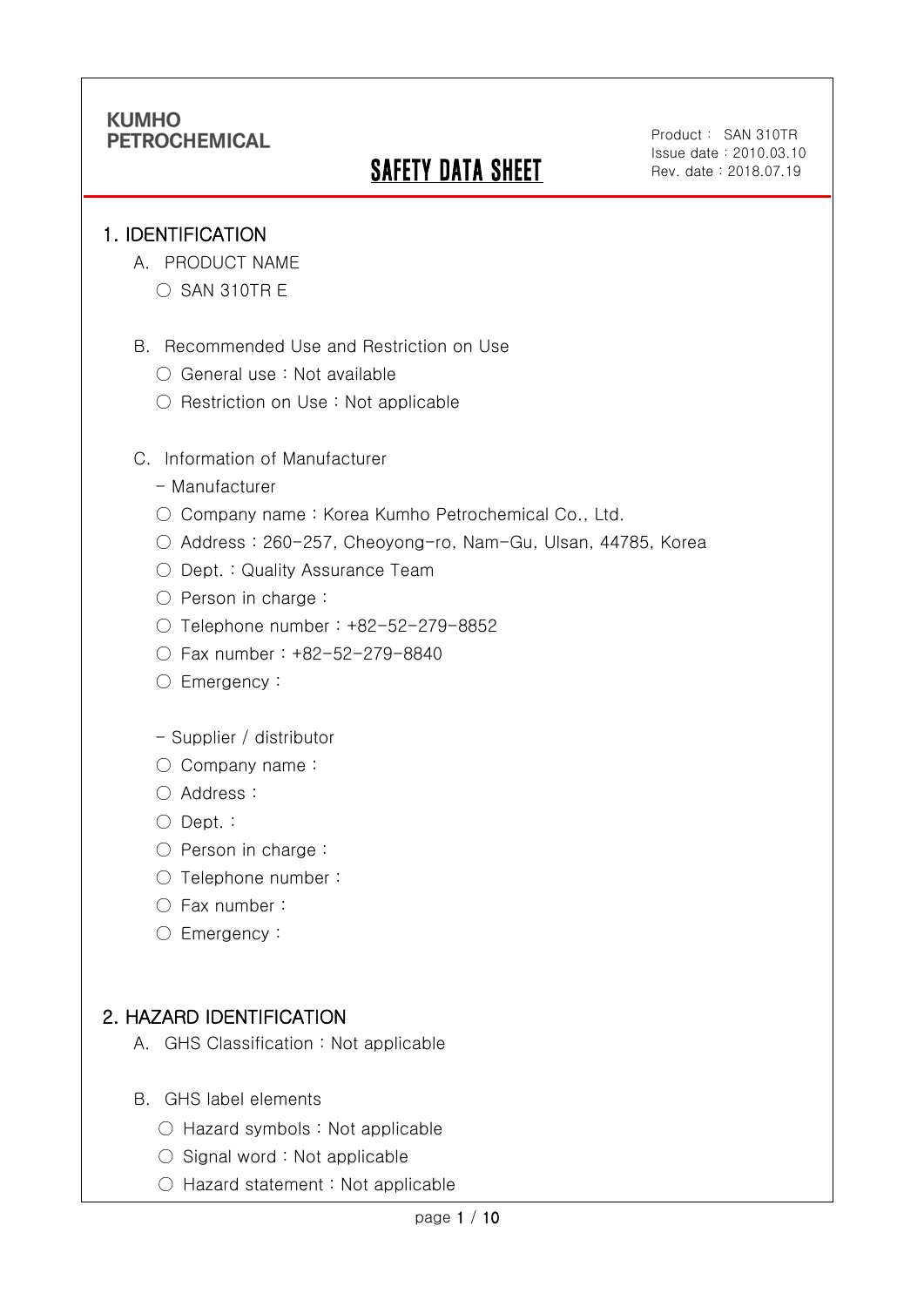KUMHO PETROCHEMICAL

# SAFETY DATA SHEET

Product : SAN 310TR
Issue date : 2010.03.10
Rev. date : 2018.07.19

## 1. IDENTIFICATION

A. PRODUCT NAME

- ○ SAN 310TR E

B. Recommended Use and Restriction on Use

- ○ General use : Not available
- ○ Restriction on Use : Not applicable

C. Information of Manufacturer

\- Manufacturer

- ○ Company name : Korea Kumho Petrochemical Co., Ltd.
- ○ Address : 260-257, Cheoyong-ro, Nam-Gu, Ulsan, 44785, Korea
- ○ Dept. : Quality Assurance Team
- ○ Person in charge :
- ○ Telephone number : +82-52-279-8852
- ○ Fax number : +82-52-279-8840
- ○ Emergency :

\- Supplier / distributor

- ○ Company name :
- ○ Address :
- ○ Dept. :
- ○ Person in charge :
- ○ Telephone number :
- ○ Fax number :
- ○ Emergency :

## 2. HAZARD IDENTIFICATION

A. GHS Classification : Not applicable

B. GHS label elements

- ○ Hazard symbols : Not applicable
- ○ Signal word : Not applicable
- ○ Hazard statement : Not applicable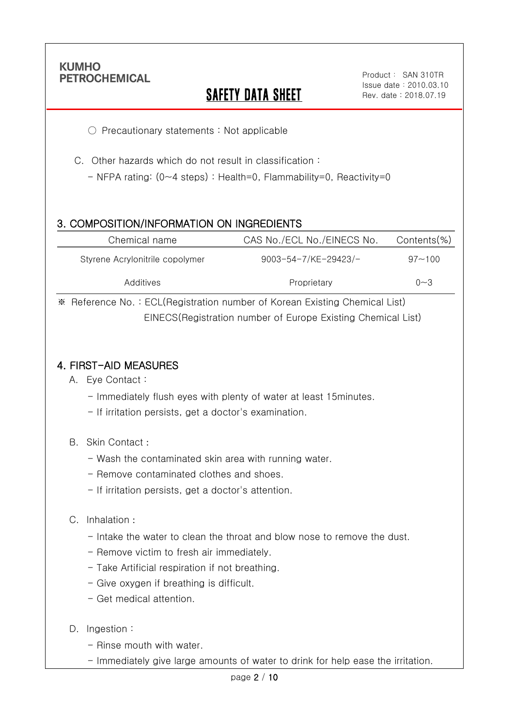○ Precautionary statements : Not applicable

C. Other hazards which do not result in classification :

- NFPA rating: (0~4 steps) : Health=0, Flammability=0, Reactivity=0

## 3. COMPOSITION/INFORMATION ON INGREDIENTS

| Chemical name | CAS No./ECL No./EINECS No. | Contents(%) |
| --- | --- | --- |
| Styrene Acrylonitrile copolymer | 9003-54-7/KE-29423/- | 97~100 |
| Additives | Proprietary | 0~3 |

※ Reference No. : ECL(Registration number of Korean Existing Chemical List)
EINECS(Registration number of Europe Existing Chemical List)

## 4. FIRST-AID MEASURES

A. Eye Contact :

- Immediately flush eyes with plenty of water at least 15minutes.
- If irritation persists, get a doctor's examination.

B. Skin Contact :

- Wash the contaminated skin area with running water.
- Remove contaminated clothes and shoes.
- If irritation persists, get a doctor's attention.

C. Inhalation :

- Intake the water to clean the throat and blow nose to remove the dust.
- Remove victim to fresh air immediately.
- Take Artificial respiration if not breathing.
- Give oxygen if breathing is difficult.
- Get medical attention.

D. Ingestion :

- Rinse mouth with water.
- Immediately give large amounts of water to drink for help ease the irritation.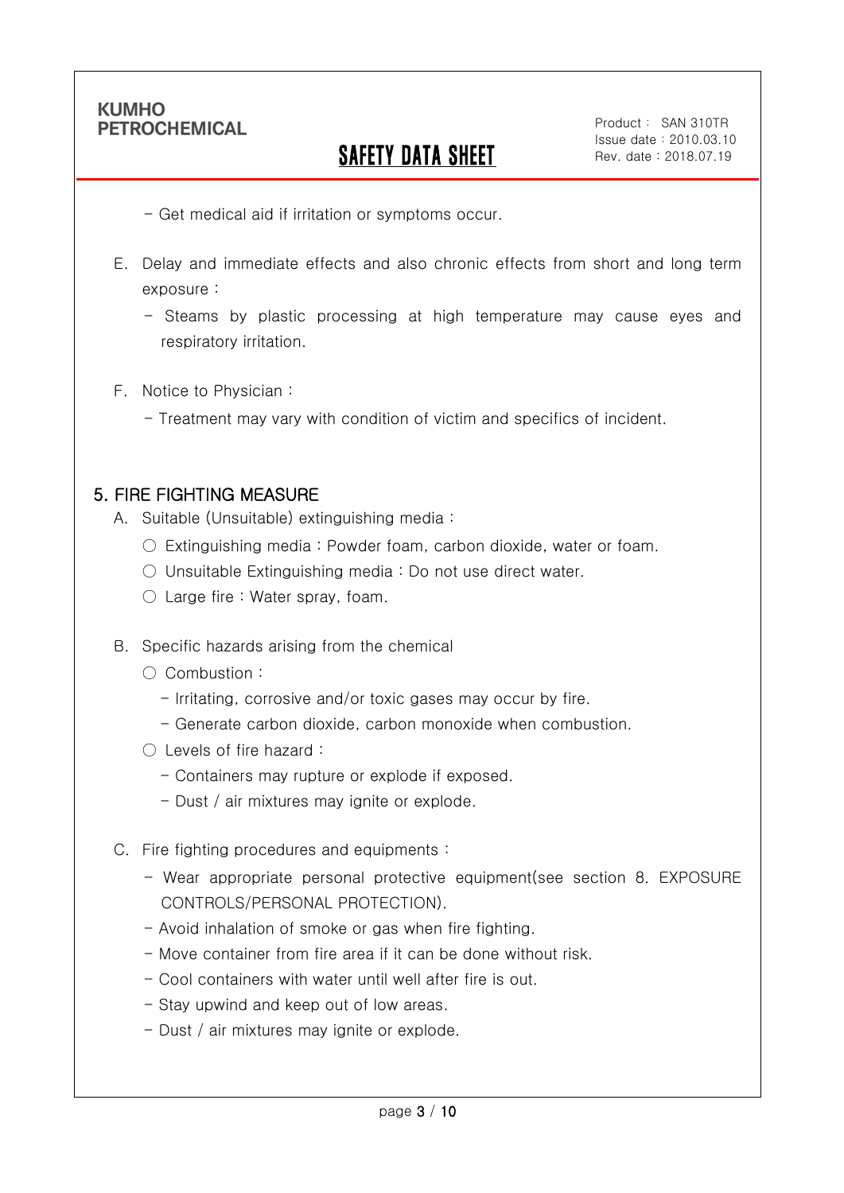- Get medical aid if irritation or symptoms occur.

E. Delay and immediate effects and also chronic effects from short and long term exposure :

- Steams by plastic processing at high temperature may cause eyes and respiratory irritation.

F. Notice to Physician :

- Treatment may vary with condition of victim and specifics of incident.

## 5. FIRE FIGHTING MEASURE

A. Suitable (Unsuitable) extinguishing media :

○ Extinguishing media : Powder foam, carbon dioxide, water or foam.

○ Unsuitable Extinguishing media : Do not use direct water.

○ Large fire : Water spray, foam.

B. Specific hazards arising from the chemical

○ Combustion :

- Irritating, corrosive and/or toxic gases may occur by fire.
- Generate carbon dioxide, carbon monoxide when combustion.

○ Levels of fire hazard :

- Containers may rupture or explode if exposed.
- Dust / air mixtures may ignite or explode.

C. Fire fighting procedures and equipments :

- Wear appropriate personal protective equipment(see section 8. EXPOSURE CONTROLS/PERSONAL PROTECTION).
- Avoid inhalation of smoke or gas when fire fighting.
- Move container from fire area if it can be done without risk.
- Cool containers with water until well after fire is out.
- Stay upwind and keep out of low areas.
- Dust / air mixtures may ignite or explode.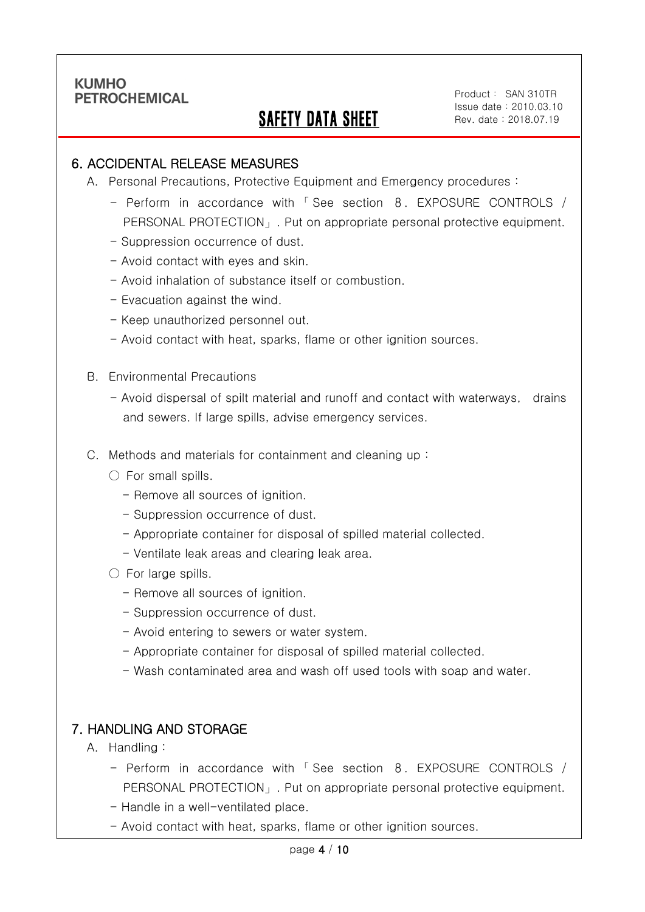## 6. ACCIDENTAL RELEASE MEASURES

A. Personal Precautions, Protective Equipment and Emergency procedures :

- Perform in accordance with 「See section 8. EXPOSURE CONTROLS / PERSONAL PROTECTION」. Put on appropriate personal protective equipment.
- Suppression occurrence of dust.
- Avoid contact with eyes and skin.
- Avoid inhalation of substance itself or combustion.
- Evacuation against the wind.
- Keep unauthorized personnel out.
- Avoid contact with heat, sparks, flame or other ignition sources.

B. Environmental Precautions

- Avoid dispersal of spilt material and runoff and contact with waterways, drains and sewers. If large spills, advise emergency services.

C. Methods and materials for containment and cleaning up :

○ For small spills.

- Remove all sources of ignition.
- Suppression occurrence of dust.
- Appropriate container for disposal of spilled material collected.
- Ventilate leak areas and clearing leak area.

○ For large spills.

- Remove all sources of ignition.
- Suppression occurrence of dust.
- Avoid entering to sewers or water system.
- Appropriate container for disposal of spilled material collected.
- Wash contaminated area and wash off used tools with soap and water.

## 7. HANDLING AND STORAGE

A. Handling :

- Perform in accordance with 「See section 8. EXPOSURE CONTROLS / PERSONAL PROTECTION」. Put on appropriate personal protective equipment.
- Handle in a well-ventilated place.
- Avoid contact with heat, sparks, flame or other ignition sources.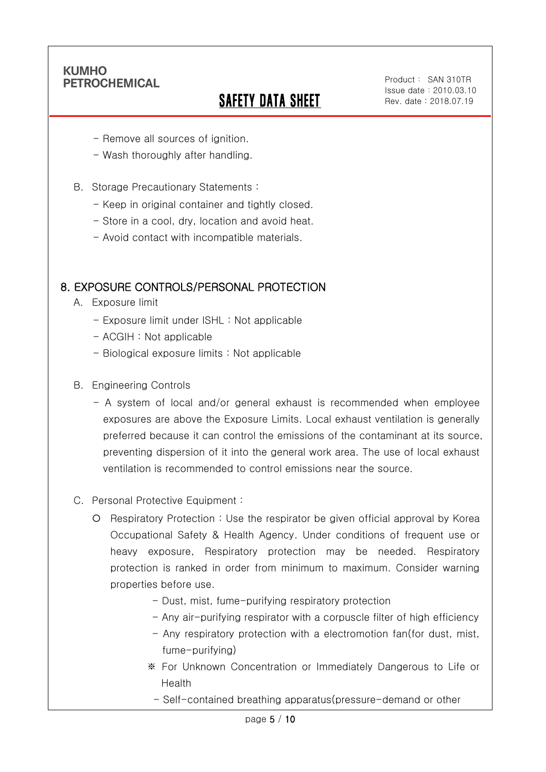- Remove all sources of ignition.
- Wash thoroughly after handling.

B. Storage Precautionary Statements :
  - Keep in original container and tightly closed.
  - Store in a cool, dry, location and avoid heat.
  - Avoid contact with incompatible materials.

## 8. EXPOSURE CONTROLS/PERSONAL PROTECTION

A. Exposure limit
  - Exposure limit under ISHL : Not applicable
  - ACGIH : Not applicable
  - Biological exposure limits : Not applicable

B. Engineering Controls
  - A system of local and/or general exhaust is recommended when employee exposures are above the Exposure Limits. Local exhaust ventilation is generally preferred because it can control the emissions of the contaminant at its source, preventing dispersion of it into the general work area. The use of local exhaust ventilation is recommended to control emissions near the source.

C. Personal Protective Equipment :
  - ○ Respiratory Protection : Use the respirator be given official approval by Korea Occupational Safety & Health Agency. Under conditions of frequent use or heavy exposure, Respiratory protection may be needed. Respiratory protection is ranked in order from minimum to maximum. Consider warning properties before use.
    - Dust, mist, fume-purifying respiratory protection
    - Any air-purifying respirator with a corpuscle filter of high efficiency
    - Any respiratory protection with a electromotion fan(for dust, mist, fume-purifying)

    ※ For Unknown Concentration or Immediately Dangerous to Life or Health
    - Self-contained breathing apparatus(pressure-demand or other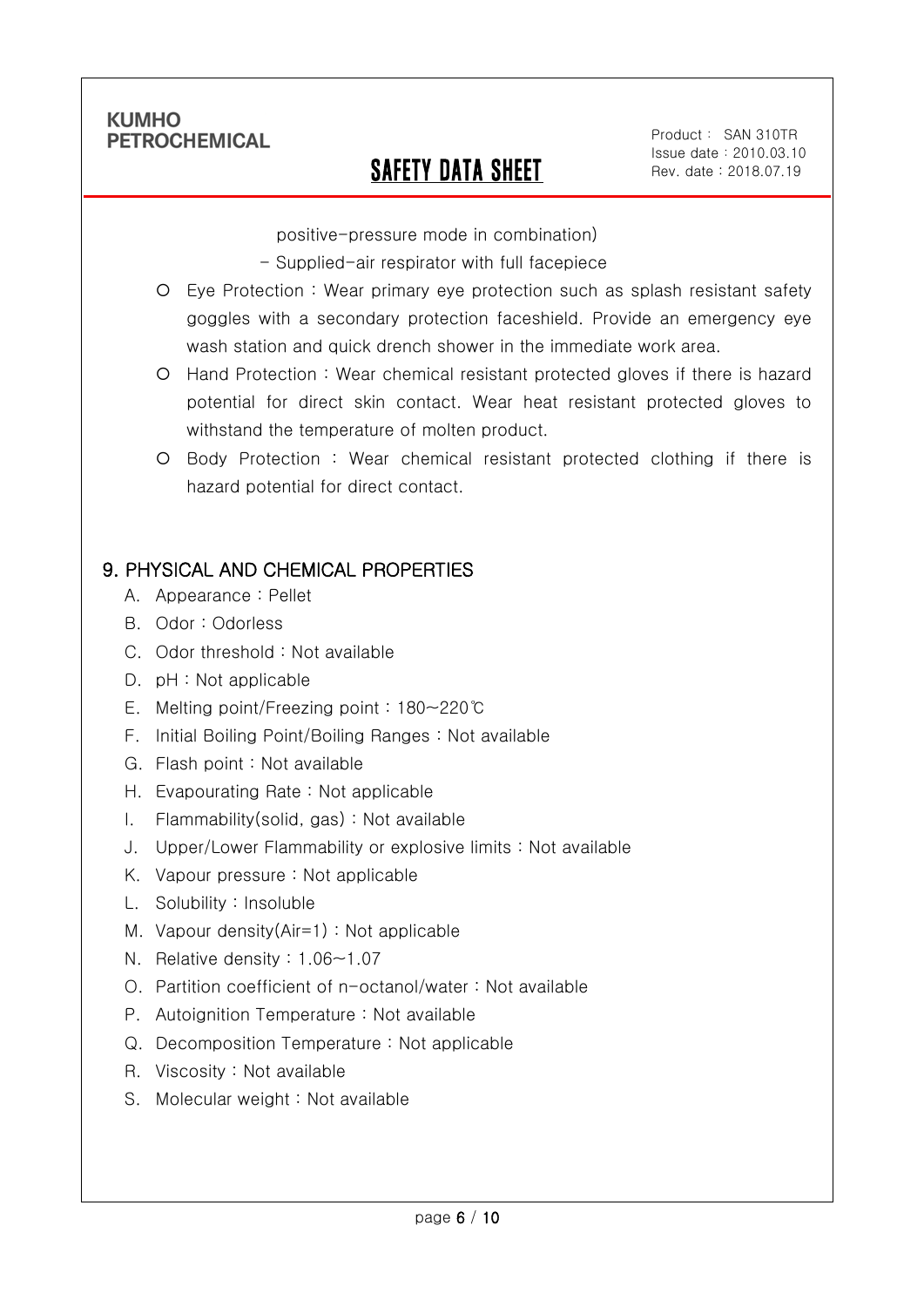positive-pressure mode in combination)

- Supplied-air respirator with full facepiece

- Eye Protection : Wear primary eye protection such as splash resistant safety goggles with a secondary protection faceshield. Provide an emergency eye wash station and quick drench shower in the immediate work area.
- Hand Protection : Wear chemical resistant protected gloves if there is hazard potential for direct skin contact. Wear heat resistant protected gloves to withstand the temperature of molten product.
- Body Protection : Wear chemical resistant protected clothing if there is hazard potential for direct contact.

## 9. PHYSICAL AND CHEMICAL PROPERTIES

A. Appearance : Pellet

B. Odor : Odorless

C. Odor threshold : Not available

D. pH : Not applicable

E. Melting point/Freezing point : 180~220℃

F. Initial Boiling Point/Boiling Ranges : Not available

G. Flash point : Not available

H. Evapourating Rate : Not applicable

I. Flammability(solid, gas) : Not available

J. Upper/Lower Flammability or explosive limits : Not available

K. Vapour pressure : Not applicable

L. Solubility : Insoluble

M. Vapour density(Air=1) : Not applicable

N. Relative density : 1.06~1.07

O. Partition coefficient of n-octanol/water : Not available

P. Autoignition Temperature : Not available

Q. Decomposition Temperature : Not applicable

R. Viscosity : Not available

S. Molecular weight : Not available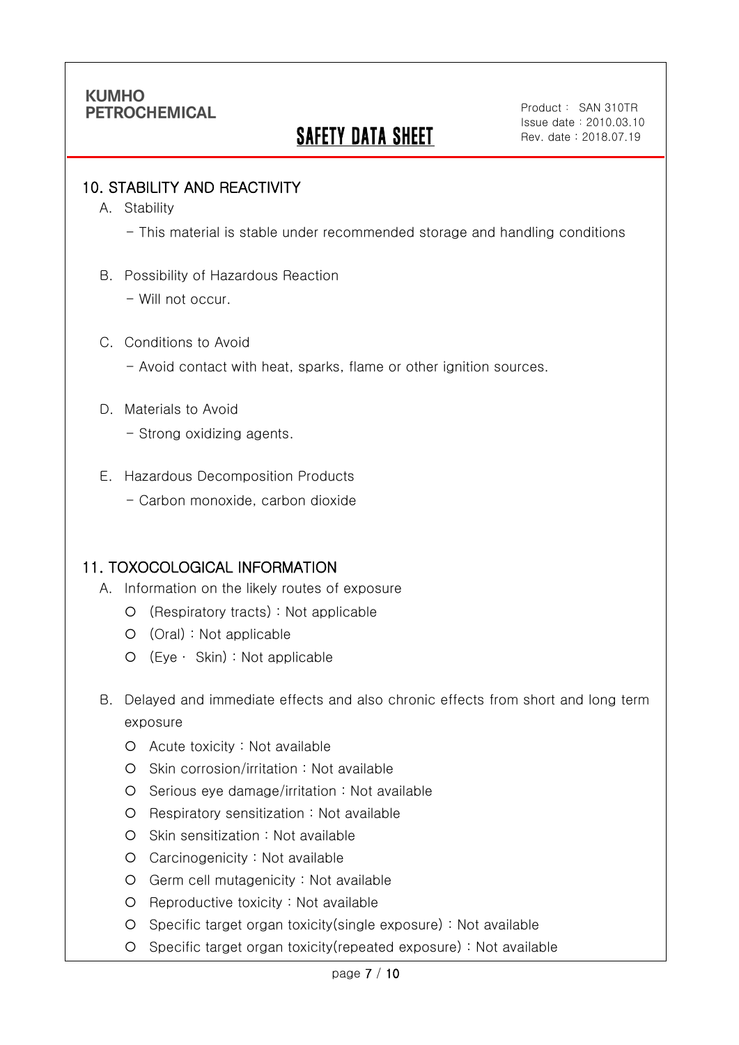## 10. STABILITY AND REACTIVITY

A. Stability

- This material is stable under recommended storage and handling conditions

B. Possibility of Hazardous Reaction

- Will not occur.

C. Conditions to Avoid

- Avoid contact with heat, sparks, flame or other ignition sources.

D. Materials to Avoid

- Strong oxidizing agents.

E. Hazardous Decomposition Products

- Carbon monoxide, carbon dioxide

## 11. TOXOCOLOGICAL INFORMATION

A. Information on the likely routes of exposure

- (Respiratory tracts) : Not applicable
- (Oral) : Not applicable
- (Eye · Skin) : Not applicable

B. Delayed and immediate effects and also chronic effects from short and long term exposure

- Acute toxicity : Not available
- Skin corrosion/irritation : Not available
- Serious eye damage/irritation : Not available
- Respiratory sensitization : Not available
- Skin sensitization : Not available
- Carcinogenicity : Not available
- Germ cell mutagenicity : Not available
- Reproductive toxicity : Not available
- Specific target organ toxicity(single exposure) : Not available
- Specific target organ toxicity(repeated exposure) : Not available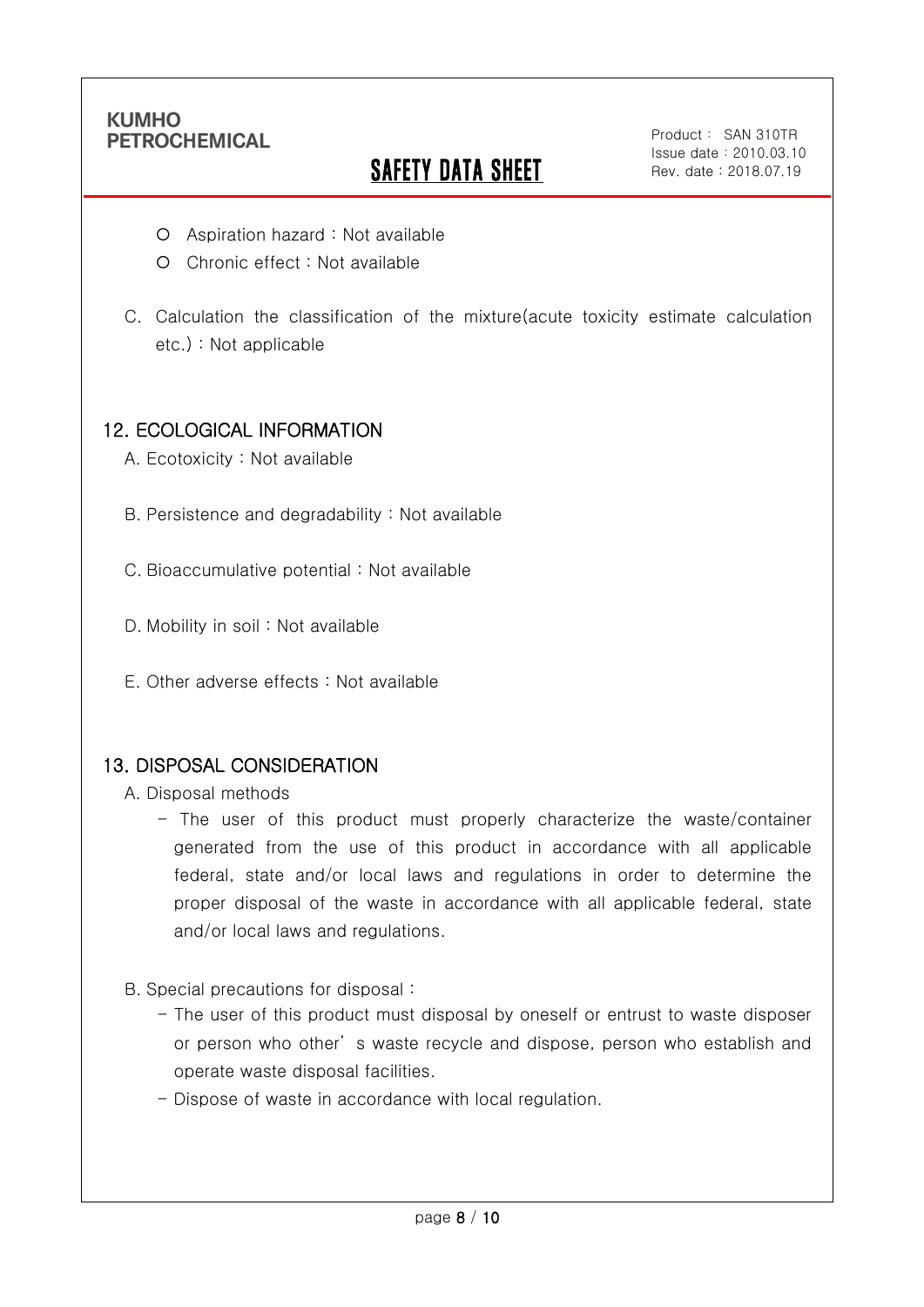- Aspiration hazard : Not available
- Chronic effect : Not available

C. Calculation the classification of the mixture(acute toxicity estimate calculation etc.) : Not applicable

## 12. ECOLOGICAL INFORMATION

A. Ecotoxicity : Not available

B. Persistence and degradability : Not available

C. Bioaccumulative potential : Not available

D. Mobility in soil : Not available

E. Other adverse effects : Not available

## 13. DISPOSAL CONSIDERATION

A. Disposal methods

- The user of this product must properly characterize the waste/container generated from the use of this product in accordance with all applicable federal, state and/or local laws and regulations in order to determine the proper disposal of the waste in accordance with all applicable federal, state and/or local laws and regulations.

B. Special precautions for disposal :

- The user of this product must disposal by oneself or entrust to waste disposer or person who other' s waste recycle and dispose, person who establish and operate waste disposal facilities.
- Dispose of waste in accordance with local regulation.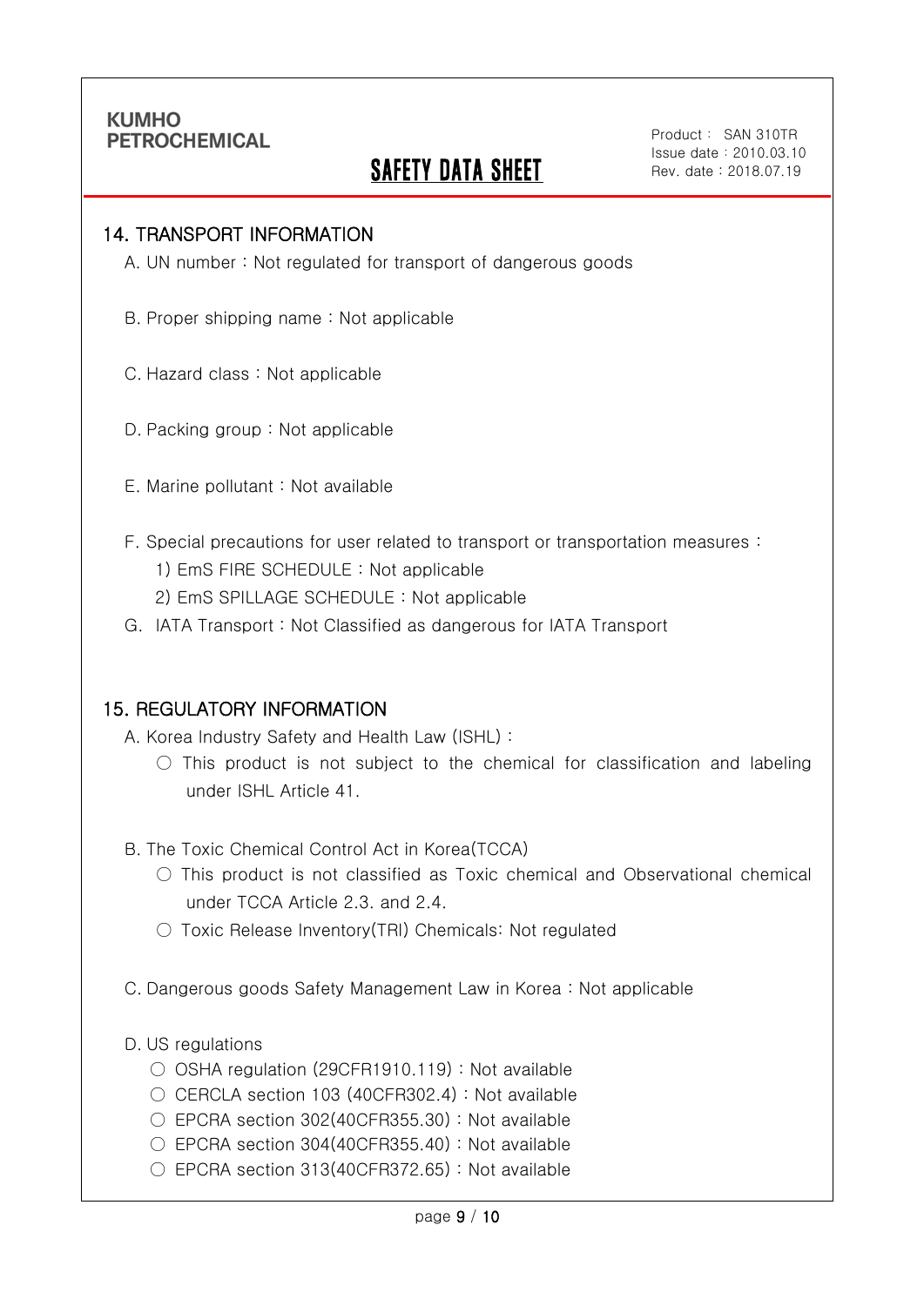## 14. TRANSPORT INFORMATION

A. UN number : Not regulated for transport of dangerous goods

B. Proper shipping name : Not applicable

C. Hazard class : Not applicable

D. Packing group : Not applicable

E. Marine pollutant : Not available

F. Special precautions for user related to transport or transportation measures :

1) EmS FIRE SCHEDULE : Not applicable

2) EmS SPILLAGE SCHEDULE : Not applicable

G. IATA Transport : Not Classified as dangerous for IATA Transport

## 15. REGULATORY INFORMATION

A. Korea Industry Safety and Health Law (ISHL) :

○ This product is not subject to the chemical for classification and labeling under ISHL Article 41.

B. The Toxic Chemical Control Act in Korea(TCCA)

○ This product is not classified as Toxic chemical and Observational chemical under TCCA Article 2.3. and 2.4.

○ Toxic Release Inventory(TRI) Chemicals: Not regulated

C. Dangerous goods Safety Management Law in Korea : Not applicable

D. US regulations

○ OSHA regulation (29CFR1910.119) : Not available

○ CERCLA section 103 (40CFR302.4) : Not available

○ EPCRA section 302(40CFR355.30) : Not available

○ EPCRA section 304(40CFR355.40) : Not available

○ EPCRA section 313(40CFR372.65) : Not available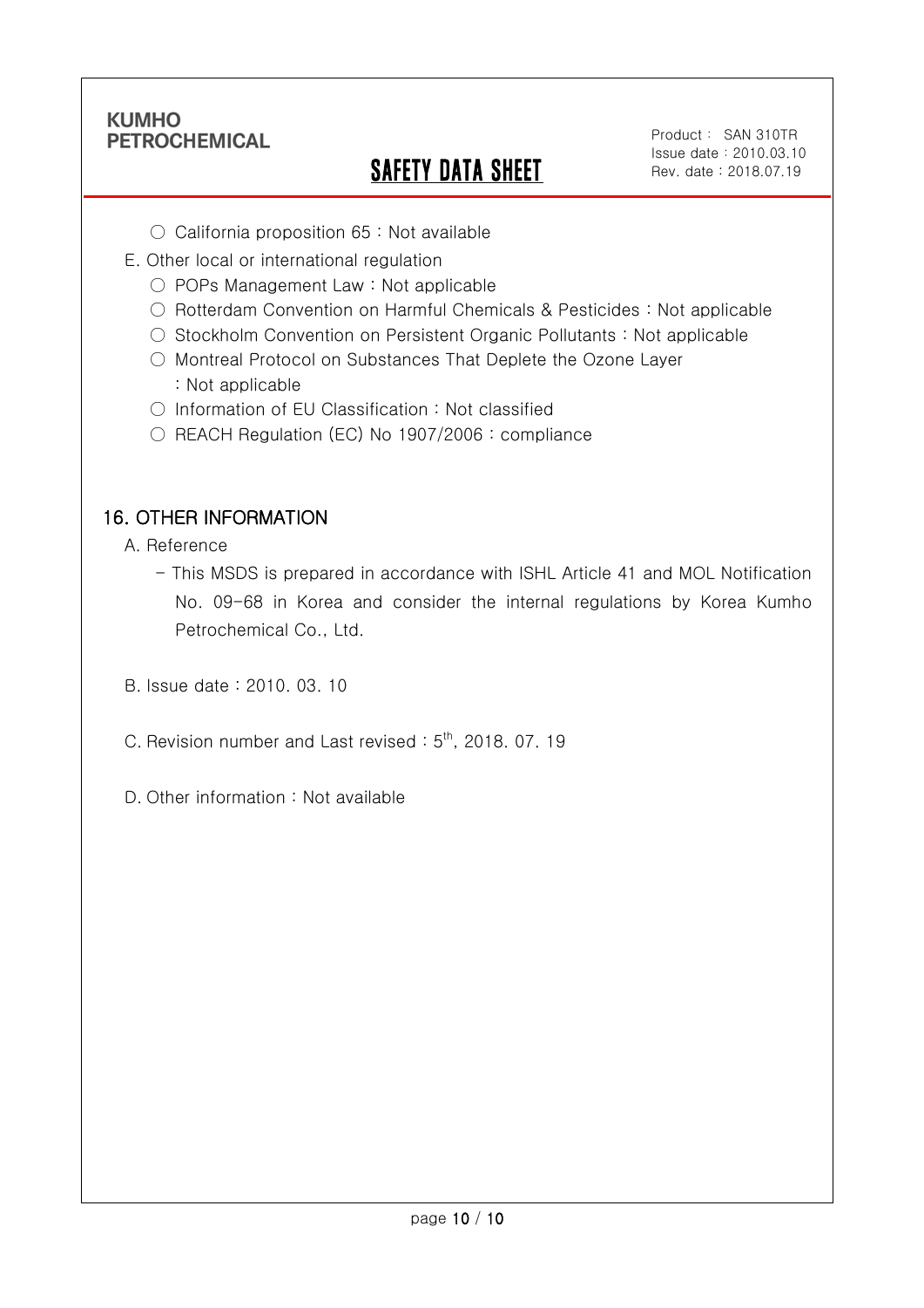○ California proposition 65 : Not available

E. Other local or international regulation

- ○ POPs Management Law : Not applicable
- ○ Rotterdam Convention on Harmful Chemicals & Pesticides : Not applicable
- ○ Stockholm Convention on Persistent Organic Pollutants : Not applicable
- ○ Montreal Protocol on Substances That Deplete the Ozone Layer : Not applicable
- ○ Information of EU Classification : Not classified
- ○ REACH Regulation (EC) No 1907/2006 : compliance

## 16. OTHER INFORMATION

A. Reference

- This MSDS is prepared in accordance with ISHL Article 41 and MOL Notification No. 09-68 in Korea and consider the internal regulations by Korea Kumho Petrochemical Co., Ltd.

B. Issue date : 2010. 03. 10

C. Revision number and Last revised : 5th, 2018. 07. 19

D. Other information : Not available